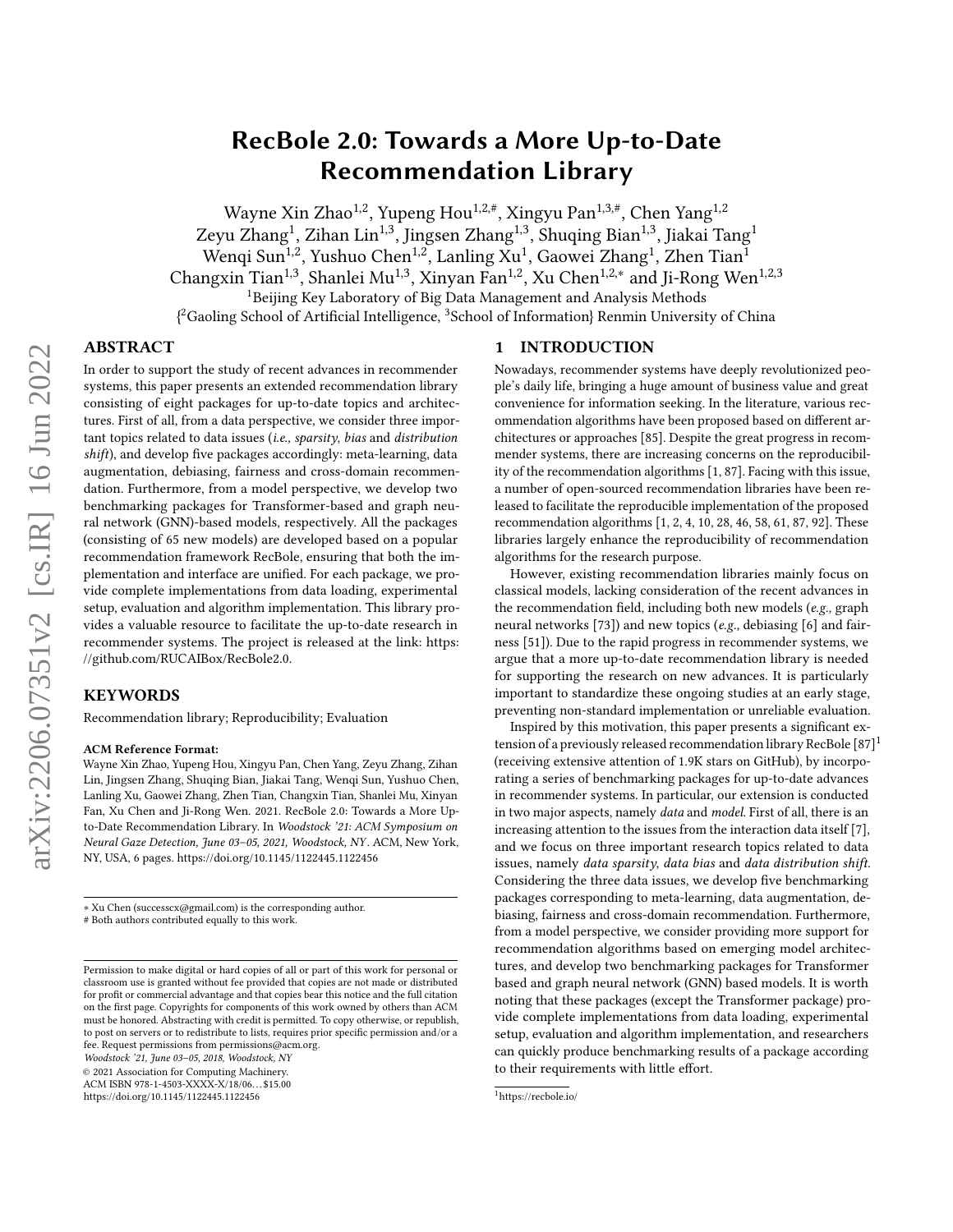# RecBole 2.0: Towards a More Up-to-Date Recommendation Library

Wayne Xin Zhao[1,2], Yupeng Hou[1,2,#], Xingyu Pan[1,3,#], Chen Yang[1,2]
Zeyu Zhang[1], Zihan Lin[1,3], Jingsen Zhang[1,3], Shuqing Bian[1,3], Jiakai Tang[1]
Wenqi Sun[1,2], Yushuo Chen[1,2], Lanling Xu[1], Gaowei Zhang[1], Zhen Tian[1]
Changxin Tian[1,3], Shanlei Mu[1,3], Xinyan Fan[1,2], Xu Chen[1,2,*] and Ji-Rong Wen[1,2,3]

[1]Beijing Key Laboratory of Big Data Management and Analysis Methods
{[2]Gaoling School of Artificial Intelligence, [3]School of Information} Renmin University of China

## ABSTRACT

In order to support the study of recent advances in recommender systems, this paper presents an extended recommendation library consisting of eight packages for up-to-date topics and architectures. First of all, from a data perspective, we consider three important topics related to data issues (*i.e., sparsity, bias* and *distribution shift*), and develop five packages accordingly: meta-learning, data augmentation, debiasing, fairness and cross-domain recommendation. Furthermore, from a model perspective, we develop two benchmarking packages for Transformer-based and graph neural network (GNN)-based models, respectively. All the packages (consisting of 65 new models) are developed based on a popular recommendation framework RecBole, ensuring that both the implementation and interface are unified. For each package, we provide complete implementations from data loading, experimental setup, evaluation and algorithm implementation. This library provides a valuable resource to facilitate the up-to-date research in recommender systems. The project is released at the link: https://github.com/RUCAIBox/RecBole2.0.

## KEYWORDS

Recommendation library; Reproducibility; Evaluation

**ACM Reference Format:**

Wayne Xin Zhao, Yupeng Hou, Xingyu Pan, Chen Yang, Zeyu Zhang, Zihan Lin, Jingsen Zhang, Shuqing Bian, Jiakai Tang, Wenqi Sun, Yushuo Chen, Lanling Xu, Gaowei Zhang, Zhen Tian, Changxin Tian, Shanlei Mu, Xinyan Fan, Xu Chen and Ji-Rong Wen. 2021. RecBole 2.0: Towards a More Up-to-Date Recommendation Library. In *Woodstock '21: ACM Symposium on Neural Gaze Detection, June 03–05, 2021, Woodstock, NY*. ACM, New York, NY, USA, 6 pages. https://doi.org/10.1145/1122445.1122456

∗ Xu Chen (successcx@gmail.com) is the corresponding author.
# Both authors contributed equally to this work.

Permission to make digital or hard copies of all or part of this work for personal or classroom use is granted without fee provided that copies are not made or distributed for profit or commercial advantage and that copies bear this notice and the full citation on the first page. Copyrights for components of this work owned by others than ACM must be honored. Abstracting with credit is permitted. To copy otherwise, or republish, to post on servers or to redistribute to lists, requires prior specific permission and/or a fee. Request permissions from permissions@acm.org.
*Woodstock '21, June 03–05, 2018, Woodstock, NY*
© 2021 Association for Computing Machinery.
ACM ISBN 978-1-4503-XXXX-X/18/06…$15.00
https://doi.org/10.1145/1122445.1122456

## 1 INTRODUCTION

Nowadays, recommender systems have deeply revolutionized people's daily life, bringing a huge amount of business value and great convenience for information seeking. In the literature, various recommendation algorithms have been proposed based on different architectures or approaches [85]. Despite the great progress in recommender systems, there are increasing concerns on the reproducibility of the recommendation algorithms [1, 87]. Facing with this issue, a number of open-sourced recommendation libraries have been released to facilitate the reproducible implementation of the proposed recommendation algorithms [1, 2, 4, 10, 28, 46, 58, 61, 87, 92]. These libraries largely enhance the reproducibility of recommendation algorithms for the research purpose.

However, existing recommendation libraries mainly focus on classical models, lacking consideration of the recent advances in the recommendation field, including both new models (*e.g.,* graph neural networks [73]) and new topics (*e.g.,* debiasing [6] and fairness [51]). Due to the rapid progress in recommender systems, we argue that a more up-to-date recommendation library is needed for supporting the research on new advances. It is particularly important to standardize these ongoing studies at an early stage, preventing non-standard implementation or unreliable evaluation.

Inspired by this motivation, this paper presents a significant extension of a previously released recommendation library RecBole [87][1] (receiving extensive attention of 1.9K stars on GitHub), by incorporating a series of benchmarking packages for up-to-date advances in recommender systems. In particular, our extension is conducted in two major aspects, namely *data* and *model*. First of all, there is an increasing attention to the issues from the interaction data itself [7], and we focus on three important research topics related to data issues, namely *data sparsity, data bias* and *data distribution shift*. Considering the three data issues, we develop five benchmarking packages corresponding to meta-learning, data augmentation, debiasing, fairness and cross-domain recommendation. Furthermore, from a model perspective, we consider providing more support for recommendation algorithms based on emerging model architectures, and develop two benchmarking packages for Transformer based and graph neural network (GNN) based models. It is worth noting that these packages (except the Transformer package) provide complete implementations from data loading, experimental setup, evaluation and algorithm implementation, and researchers can quickly produce benchmarking results of a package according to their requirements with little effort.

[1]https://recbole.io/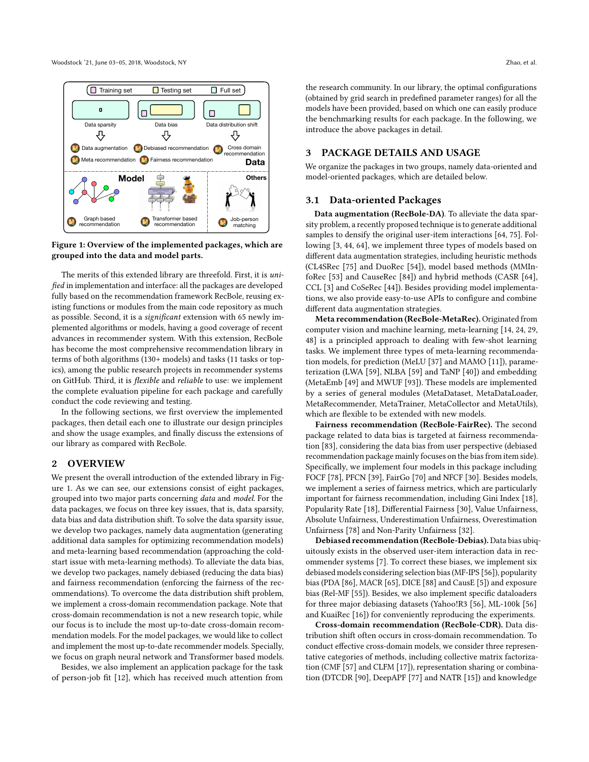Figure 1: Overview of the implemented packages, which are grouped into the data and model parts.

The merits of this extended library are threefold. First, it is *unified* in implementation and interface: all the packages are developed fully based on the recommendation framework RecBole, reusing existing functions or modules from the main code repository as much as possible. Second, it is a *significant* extension with 65 newly implemented algorithms or models, having a good coverage of recent advances in recommender system. With this extension, RecBole has become the most comprehensive recommendation library in terms of both algorithms (130+ models) and tasks (11 tasks or topics), among the public research projects in recommender systems on GitHub. Third, it is *flexible* and *reliable* to use: we implement the complete evaluation pipeline for each package and carefully conduct the code reviewing and testing.

In the following sections, we first overview the implemented packages, then detail each one to illustrate our design principles and show the usage examples, and finally discuss the extensions of our library as compared with RecBole.

## 2 OVERVIEW

We present the overall introduction of the extended library in Figure 1. As we can see, our extensions consist of eight packages, grouped into two major parts concerning *data* and *model*. For the data packages, we focus on three key issues, that is, data sparsity, data bias and data distribution shift. To solve the data sparsity issue, we develop two packages, namely data augmentation (generating additional data samples for optimizing recommendation models) and meta-learning based recommendation (approaching the cold-start issue with meta-learning methods). To alleviate the data bias, we develop two packages, namely debiased (reducing the data bias) and fairness recommendation (enforcing the fairness of the recommendations). To overcome the data distribution shift problem, we implement a cross-domain recommendation package. Note that cross-domain recommendation is not a new research topic, while our focus is to include the most up-to-date cross-domain recommendation models. For the model packages, we would like to collect and implement the most up-to-date recommender models. Specially, we focus on graph neural network and Transformer based models.

Besides, we also implement an application package for the task of person-job fit [12], which has received much attention from the research community. In our library, the optimal configurations (obtained by grid search in predefined parameter ranges) for all the models have been provided, based on which one can easily produce the benchmarking results for each package. In the following, we introduce the above packages in detail.

## 3 PACKAGE DETAILS AND USAGE

We organize the packages in two groups, namely data-oriented and model-oriented packages, which are detailed below.

### 3.1 Data-oriented Packages

**Data augmentation (RecBole-DA).** To alleviate the data sparsity problem, a recently proposed technique is to generate additional samples to densify the original user-item interactions [64, 75]. Following [3, 44, 64], we implement three types of models based on different data augmentation strategies, including heuristic methods (CL4SRec [75] and DuoRec [54]), model based methods (MMInfoRec [53] and CauseRec [84]) and hybrid methods (CASR [64], CCL [3] and CoSeRec [44]). Besides providing model implementations, we also provide easy-to-use APIs to configure and combine different data augmentation strategies.

**Meta recommendation (RecBole-MetaRec).** Originated from computer vision and machine learning, meta-learning [14, 24, 29, 48] is a principled approach to dealing with few-shot learning tasks. We implement three types of meta-learning recommendation models, for prediction (MeLU [37] and MAMO [11]), parameterization (LWA [59], NLBA [59] and TaNP [40]) and embedding (MetaEmb [49] and MWUF [93]). These models are implemented by a series of general modules (MetaDataset, MetaDataLoader, MetaRecommender, MetaTrainer, MetaCollector and MetaUtils), which are flexible to be extended with new models.

**Fairness recommendation (RecBole-FairRec).** The second package related to data bias is targeted at fairness recommendation [83], considering the data bias from user perspective (debiased recommendation package mainly focuses on the bias from item side). Specifically, we implement four models in this package including FOCF [78], PFCN [39], FairGo [70] and NFCF [30]. Besides models, we implement a series of fairness metrics, which are particularly important for fairness recommendation, including Gini Index [18], Popularity Rate [18], Differential Fairness [30], Value Unfairness, Absolute Unfairness, Underestimation Unfairness, Overestimation Unfairness [78] and Non-Parity Unfairness [32].

**Debiased recommendation (RecBole-Debias).** Data bias ubiquitously exists in the observed user-item interaction data in recommender systems [7]. To correct these biases, we implement six debiased models considering selection bias (MF-IPS [56]), popularity bias (PDA [86], MACR [65], DICE [88] and CausE [5]) and exposure bias (Rel-MF [55]). Besides, we also implement specific dataloaders for three major debiasing datasets (Yahoo!R3 [56], ML-100k [56] and KuaiRec [16]) for conveniently reproducing the experiments.

**Cross-domain recommendation (RecBole-CDR).** Data distribution shift often occurs in cross-domain recommendation. To conduct effective cross-domain models, we consider three representative categories of methods, including collective matrix factorization (CMF [57] and CLFM [17]), representation sharing or combination (DTCDR [90], DeepAPF [77] and NATR [15]) and knowledge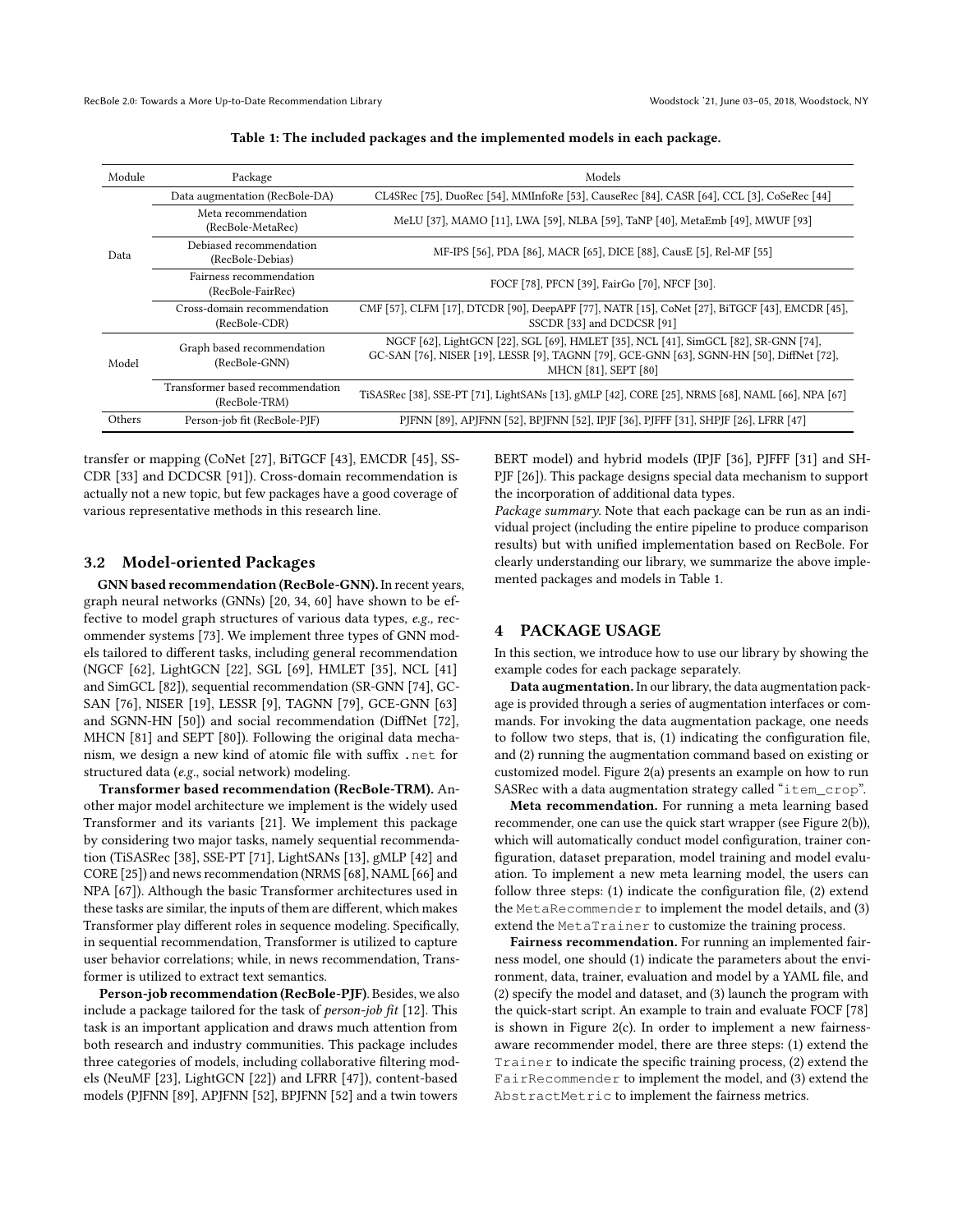**Table 1: The included packages and the implemented models in each package.**

| Module | Package | Models |
|---|---|---|
| Data | Data augmentation (RecBole-DA) | CL4SRec [75], DuoRec [54], MMInfoRe [53], CauseRec [84], CASR [64], CCL [3], CoSeRec [44] |
| | Meta recommendation (RecBole-MetaRec) | MeLU [37], MAMO [11], LWA [59], NLBA [59], TaNP [40], MetaEmb [49], MWUF [93] |
| | Debiased recommendation (RecBole-Debias) | MF-IPS [56], PDA [86], MACR [65], DICE [88], CausE [5], Rel-MF [55] |
| | Fairness recommendation (RecBole-FairRec) | FOCF [78], PFCN [39], FairGo [70], NFCF [30]. |
| | Cross-domain recommendation (RecBole-CDR) | CMF [57], CLFM [17], DTCDR [90], DeepAPF [77], NATR [15], CoNet [27], BiTGCF [43], EMCDR [45], SSCDR [33] and DCDCSR [91] |
| Model | Graph based recommendation (RecBole-GNN) | NGCF [62], LightGCN [22], SGL [69], HMLET [35], NCL [41], SimGCL [82], SR-GNN [74], GC-SAN [76], NISER [19], LESSR [9], TAGNN [79], GCE-GNN [63], SGNN-HN [50], DiffNet [72], MHCN [81], SEPT [80] |
| | Transformer based recommendation (RecBole-TRM) | TiSASRec [38], SSE-PT [71], LightSANs [13], gMLP [42], CORE [25], NRMS [68], NAML [66], NPA [67] |
| Others | Person-job fit (RecBole-PJF) | PJFNN [89], APJFNN [52], BPJFNN [52], IPJF [36], PJFFF [31], SHPJF [26], LFRR [47] |

transfer or mapping (CoNet [27], BiTGCF [43], EMCDR [45], SSCDR [33] and DCDCSR [91]). Cross-domain recommendation is actually not a new topic, but few packages have a good coverage of various representative methods in this research line.

## 3.2 Model-oriented Packages

**GNN based recommendation (RecBole-GNN).** In recent years, graph neural networks (GNNs) [20, 34, 60] have shown to be effective to model graph structures of various data types, *e.g.,* recommender systems [73]. We implement three types of GNN models tailored to different tasks, including general recommendation (NGCF [62], LightGCN [22], SGL [69], HMLET [35], NCL [41] and SimGCL [82]), sequential recommendation (SR-GNN [74], GC-SAN [76], NISER [19], LESSR [9], TAGNN [79], GCE-GNN [63] and SGNN-HN [50]) and social recommendation (DiffNet [72], MHCN [81] and SEPT [80]). Following the original data mechanism, we design a new kind of atomic file with suffix `.net` for structured data (*e.g.*, social network) modeling.

**Transformer based recommendation (RecBole-TRM).** Another major model architecture we implement is the widely used Transformer and its variants [21]. We implement this package by considering two major tasks, namely sequential recommendation (TiSASRec [38], SSE-PT [71], LightSANs [13], gMLP [42] and CORE [25]) and news recommendation (NRMS [68], NAML [66] and NPA [67]). Although the basic Transformer architectures used in these tasks are similar, the inputs of them are different, which makes Transformer play different roles in sequence modeling. Specifically, in sequential recommendation, Transformer is utilized to capture user behavior correlations; while, in news recommendation, Transformer is utilized to extract text semantics.

**Person-job recommendation (RecBole-PJF).** Besides, we also include a package tailored for the task of *person-job fit* [12]. This task is an important application and draws much attention from both research and industry communities. This package includes three categories of models, including collaborative filtering models (NeuMF [23], LightGCN [22]) and LFRR [47]), content-based models (PJFNN [89], APJFNN [52], BPJFNN [52] and a twin towers BERT model) and hybrid models (IPJF [36], PJFFF [31] and SHPJF [26]). This package designs special data mechanism to support the incorporation of additional data types.

*Package summary.* Note that each package can be run as an individual project (including the entire pipeline to produce comparison results) but with unified implementation based on RecBole. For clearly understanding our library, we summarize the above implemented packages and models in Table 1.

# 4 PACKAGE USAGE

In this section, we introduce how to use our library by showing the example codes for each package separately.

**Data augmentation.** In our library, the data augmentation package is provided through a series of augmentation interfaces or commands. For invoking the data augmentation package, one needs to follow two steps, that is, (1) indicating the configuration file, and (2) running the augmentation command based on existing or customized model. Figure 2(a) presents an example on how to run SASRec with a data augmentation strategy called "`item_crop`".

**Meta recommendation.** For running a meta learning based recommender, one can use the quick start wrapper (see Figure 2(b)), which will automatically conduct model configuration, trainer configuration, dataset preparation, model training and model evaluation. To implement a new meta learning model, the users can follow three steps: (1) indicate the configuration file, (2) extend the `MetaRecommender` to implement the model details, and (3) extend the `MetaTrainer` to customize the training process.

**Fairness recommendation.** For running an implemented fairness model, one should (1) indicate the parameters about the environment, data, trainer, evaluation and model by a YAML file, and (2) specify the model and dataset, and (3) launch the program with the quick-start script. An example to train and evaluate FOCF [78] is shown in Figure 2(c). In order to implement a new fairness-aware recommender model, there are three steps: (1) extend the `Trainer` to indicate the specific training process, (2) extend the `FairRecommender` to implement the model, and (3) extend the `AbstractMetric` to implement the fairness metrics.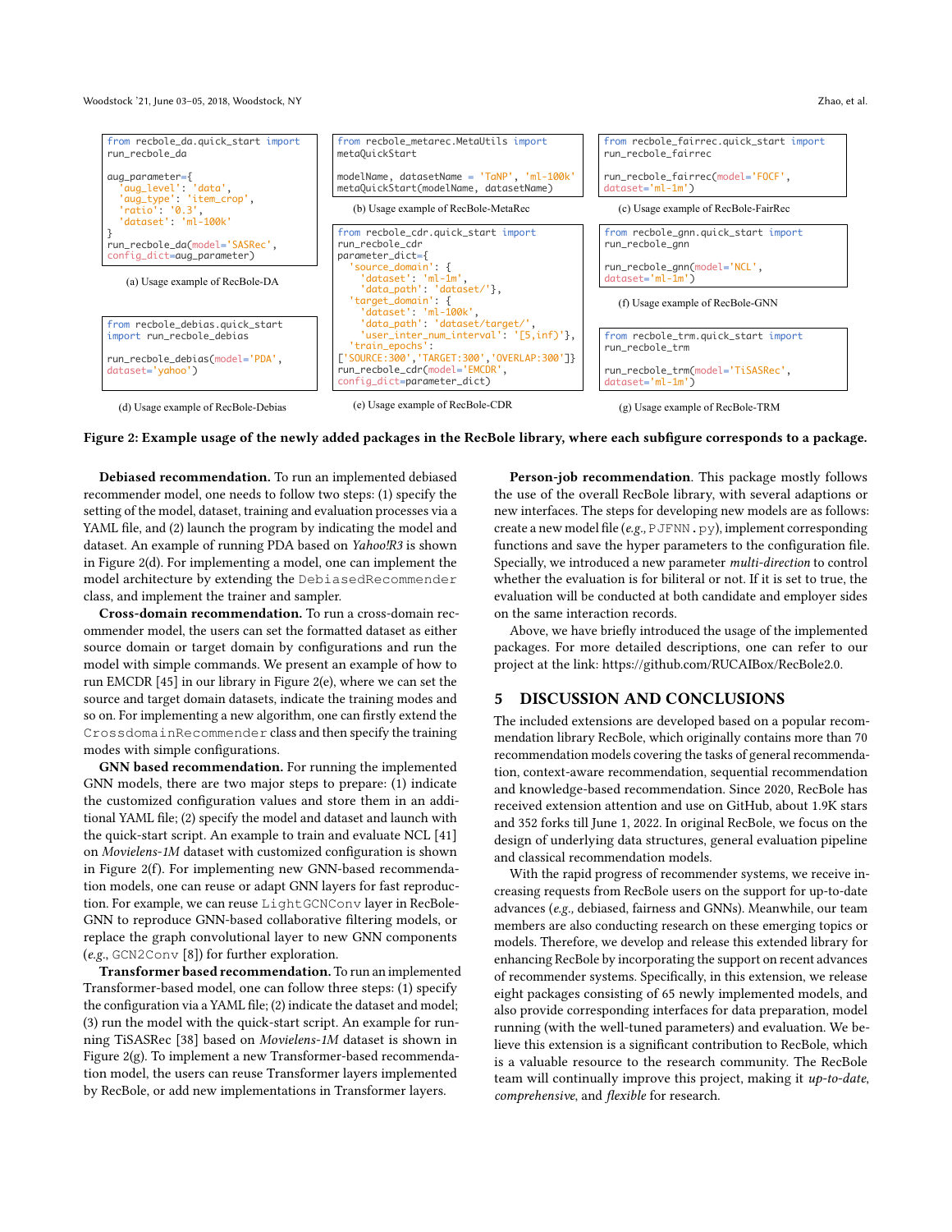```
from recbole_da.quick_start import
run_recbole_da

aug_parameter={
  'aug_level': 'data',
  'aug_type': 'item_crop',
  'ratio': '0.3',
  'dataset': 'ml-100k'
}
run_recbole_da(model='SASRec',
config_dict=aug_parameter)
```

(a) Usage example of RecBole-DA

```
from recbole_metarec.MetaUtils import
metaQuickStart

modelName, datasetName = 'TaNP', 'ml-100k'
metaQuickStart(modelName, datasetName)
```

(b) Usage example of RecBole-MetaRec

```
from recbole_fairrec.quick_start import
run_recbole_fairrec

run_recbole_fairrec(model='FOCF',
dataset='ml-1m')
```

(c) Usage example of RecBole-FairRec

```
from recbole_debias.quick_start
import run_recbole_debias

run_recbole_debias(model='PDA',
dataset='yahoo')
```

(d) Usage example of RecBole-Debias

```
from recbole_cdr.quick_start import
run_recbole_cdr
parameter_dict={
  'source_domain': {
    'dataset': 'ml-1m',
    'data_path': 'dataset/'},
  'target_domain': {
    'dataset': 'ml-100k',
    'data_path': 'dataset/target/',
    'user_inter_num_interval': '[5,inf)'},
  'train_epochs':
['SOURCE:300','TARGET:300','OVERLAP:300']}
run_recbole_cdr(model='EMCDR',
config_dict=parameter_dict)
```

(e) Usage example of RecBole-CDR

```
from recbole_gnn.quick_start import
run_recbole_gnn

run_recbole_gnn(model='NCL',
dataset='ml-1m')
```

(f) Usage example of RecBole-GNN

```
from recbole_trm.quick_start import
run_recbole_trm

run_recbole_trm(model='TiSASRec',
dataset='ml-1m')
```

(g) Usage example of RecBole-TRM

**Figure 2: Example usage of the newly added packages in the RecBole library, where each subfigure corresponds to a package.**

**Debiased recommendation.** To run an implemented debiased recommender model, one needs to follow two steps: (1) specify the setting of the model, dataset, training and evaluation processes via a YAML file, and (2) launch the program by indicating the model and dataset. An example of running PDA based on *Yahoo!R3* is shown in Figure 2(d). For implementing a model, one can implement the model architecture by extending the `DebiasedRecommender` class, and implement the trainer and sampler.

**Cross-domain recommendation.** To run a cross-domain recommender model, the users can set the formatted dataset as either source domain or target domain by configurations and run the model with simple commands. We present an example of how to run EMCDR [45] in our library in Figure 2(e), where we can set the source and target domain datasets, indicate the training modes and so on. For implementing a new algorithm, one can firstly extend the `CrossdomainRecommender` class and then specify the training modes with simple configurations.

**GNN based recommendation.** For running the implemented GNN models, there are two major steps to prepare: (1) indicate the customized configuration values and store them in an additional YAML file; (2) specify the model and dataset and launch with the quick-start script. An example to train and evaluate NCL [41] on *Movielens-1M* dataset with customized configuration is shown in Figure 2(f). For implementing new GNN-based recommendation models, one can reuse or adapt GNN layers for fast reproduction. For example, we can reuse `LightGCNConv` layer in RecBole-GNN to reproduce GNN-based collaborative filtering models, or replace the graph convolutional layer to new GNN components (*e.g.*, `GCN2Conv` [8]) for further exploration.

**Transformer based recommendation.** To run an implemented Transformer-based model, one can follow three steps: (1) specify the configuration via a YAML file; (2) indicate the dataset and model; (3) run the model with the quick-start script. An example for running TiSASRec [38] based on *Movielens-1M* dataset is shown in Figure 2(g). To implement a new Transformer-based recommendation model, the users can reuse Transformer layers implemented by RecBole, or add new implementations in Transformer layers.

**Person-job recommendation**. This package mostly follows the use of the overall RecBole library, with several adaptions or new interfaces. The steps for developing new models are as follows: create a new model file (*e.g.*, `PJFNN.py`), implement corresponding functions and save the hyper parameters to the configuration file. Specially, we introduced a new parameter *multi-direction* to control whether the evaluation is for biliteral or not. If it is set to true, the evaluation will be conducted at both candidate and employer sides on the same interaction records.

Above, we have briefly introduced the usage of the implemented packages. For more detailed descriptions, one can refer to our project at the link: https://github.com/RUCAIBox/RecBole2.0.

## 5 DISCUSSION AND CONCLUSIONS

The included extensions are developed based on a popular recommendation library RecBole, which originally contains more than 70 recommendation models covering the tasks of general recommendation, context-aware recommendation, sequential recommendation and knowledge-based recommendation. Since 2020, RecBole has received extension attention and use on GitHub, about 1.9K stars and 352 forks till June 1, 2022. In original RecBole, we focus on the design of underlying data structures, general evaluation pipeline and classical recommendation models.

With the rapid progress of recommender systems, we receive increasing requests from RecBole users on the support for up-to-date advances (*e.g.,* debiased, fairness and GNNs). Meanwhile, our team members are also conducting research on these emerging topics or models. Therefore, we develop and release this extended library for enhancing RecBole by incorporating the support on recent advances of recommender systems. Specifically, in this extension, we release eight packages consisting of 65 newly implemented models, and also provide corresponding interfaces for data preparation, model running (with the well-tuned parameters) and evaluation. We believe this extension is a significant contribution to RecBole, which is a valuable resource to the research community. The RecBole team will continually improve this project, making it *up-to-date*, *comprehensive*, and *flexible* for research.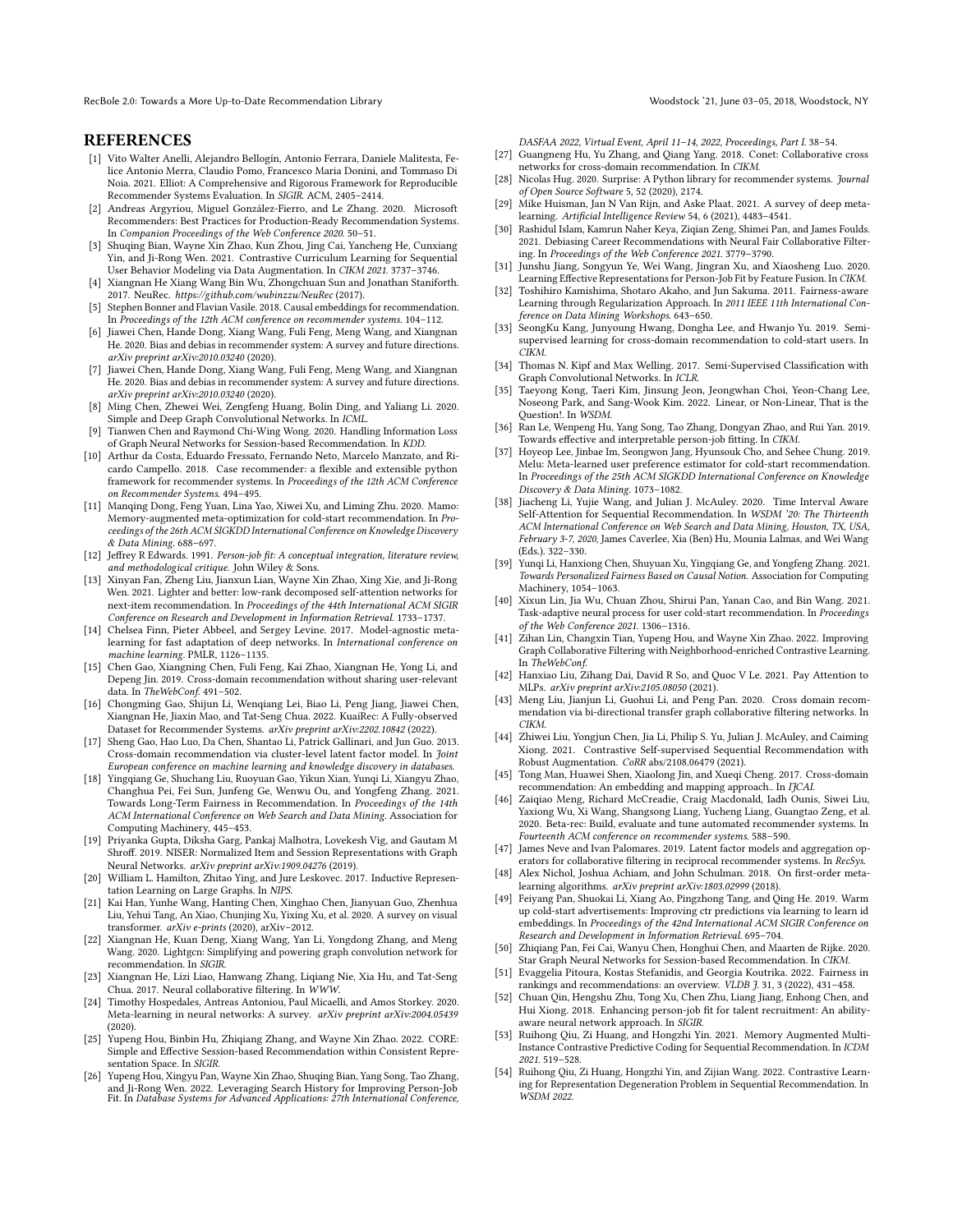## REFERENCES

- [1] Vito Walter Anelli, Alejandro Bellogín, Antonio Ferrara, Daniele Malitesta, Felice Antonio Merra, Claudio Pomo, Francesco Maria Donini, and Tommaso Di Noia. 2021. Elliot: A Comprehensive and Rigorous Framework for Reproducible Recommender Systems Evaluation. In *SIGIR*. ACM, 2405–2414.
- [2] Andreas Argyriou, Miguel González-Fierro, and Le Zhang. 2020. Microsoft Recommenders: Best Practices for Production-Ready Recommendation Systems. In *Companion Proceedings of the Web Conference 2020*. 50–51.
- [3] Shuqing Bian, Wayne Xin Zhao, Kun Zhou, Jing Cai, Yancheng He, Cunxiang Yin, and Ji-Rong Wen. 2021. Contrastive Curriculum Learning for Sequential User Behavior Modeling via Data Augmentation. In *CIKM 2021*. 3737–3746.
- [4] Xiangnan He Xiang Wang Bin Wu, Zhongchuan Sun and Jonathan Staniforth. 2017. NeuRec. *https://github.com/wubinzzu/NeuRec* (2017).
- [5] Stephen Bonner and Flavian Vasile. 2018. Causal embeddings for recommendation. In *Proceedings of the 12th ACM conference on recommender systems*. 104–112.
- [6] Jiawei Chen, Hande Dong, Xiang Wang, Fuli Feng, Meng Wang, and Xiangnan He. 2020. Bias and debias in recommender system: A survey and future directions. *arXiv preprint arXiv:2010.03240* (2020).
- [7] Jiawei Chen, Hande Dong, Xiang Wang, Fuli Feng, Meng Wang, and Xiangnan He. 2020. Bias and debias in recommender system: A survey and future directions. *arXiv preprint arXiv:2010.03240* (2020).
- [8] Ming Chen, Zhewei Wei, Zengfeng Huang, Bolin Ding, and Yaliang Li. 2020. Simple and Deep Graph Convolutional Networks. In *ICML*.
- [9] Tianwen Chen and Raymond Chi-Wing Wong. 2020. Handling Information Loss of Graph Neural Networks for Session-based Recommendation. In *KDD*.
- [10] Arthur da Costa, Eduardo Fressato, Fernando Neto, Marcelo Manzato, and Ricardo Campello. 2018. Case recommender: a flexible and extensible python framework for recommender systems. In *Proceedings of the 12th ACM Conference on Recommender Systems*. 494–495.
- [11] Manqing Dong, Feng Yuan, Lina Yao, Xiwei Xu, and Liming Zhu. 2020. Mamo: Memory-augmented meta-optimization for cold-start recommendation. In *Proceedings of the 26th ACM SIGKDD International Conference on Knowledge Discovery & Data Mining*. 688–697.
- [12] Jeffrey R Edwards. 1991. *Person-job fit: A conceptual integration, literature review, and methodological critique*. John Wiley & Sons.
- [13] Xinyan Fan, Zheng Liu, Jianxun Lian, Wayne Xin Zhao, Xing Xie, and Ji-Rong Wen. 2021. Lighter and better: low-rank decomposed self-attention networks for next-item recommendation. In *Proceedings of the 44th International ACM SIGIR Conference on Research and Development in Information Retrieval*. 1733–1737.
- [14] Chelsea Finn, Pieter Abbeel, and Sergey Levine. 2017. Model-agnostic meta-learning for fast adaptation of deep networks. In *International conference on machine learning*. PMLR, 1126–1135.
- [15] Chen Gao, Xiangning Chen, Fuli Feng, Kai Zhao, Xiangnan He, Yong Li, and Depeng Jin. 2019. Cross-domain recommendation without sharing user-relevant data. In *TheWebConf*. 491–502.
- [16] Chongming Gao, Shijun Li, Wenqiang Lei, Biao Li, Peng Jiang, Jiawei Chen, Xiangnan He, Jiaxin Mao, and Tat-Seng Chua. 2022. KuaiRec: A Fully-observed Dataset for Recommender Systems. *arXiv preprint arXiv:2202.10842* (2022).
- [17] Sheng Gao, Hao Luo, Da Chen, Shantao Li, Patrick Gallinari, and Jun Guo. 2013. Cross-domain recommendation via cluster-level latent factor model. In *Joint European conference on machine learning and knowledge discovery in databases*.
- [18] Yingqiang Ge, Shuchang Liu, Ruoyuan Gao, Yikun Xian, Yunqi Li, Xiangyu Zhao, Changhua Pei, Fei Sun, Junfeng Ge, Wenwu Ou, and Yongfeng Zhang. 2021. Towards Long-Term Fairness in Recommendation. In *Proceedings of the 14th ACM International Conference on Web Search and Data Mining*. Association for Computing Machinery, 445–453.
- [19] Priyanka Gupta, Diksha Garg, Pankaj Malhotra, Lovekesh Vig, and Gautam M Shroff. 2019. NISER: Normalized Item and Session Representations with Graph Neural Networks. *arXiv preprint arXiv:1909.04276* (2019).
- [20] William L. Hamilton, Zhitao Ying, and Jure Leskovec. 2017. Inductive Representation Learning on Large Graphs. In *NIPS*.
- [21] Kai Han, Yunhe Wang, Hanting Chen, Xinghao Chen, Jianyuan Guo, Zhenhua Liu, Yehui Tang, An Xiao, Chunjing Xu, Yixing Xu, et al. 2020. A survey on visual transformer. *arXiv e-prints* (2020), arXiv–2012.
- [22] Xiangnan He, Kuan Deng, Xiang Wang, Yan Li, Yongdong Zhang, and Meng Wang. 2020. Lightgcn: Simplifying and powering graph convolution network for recommendation. In *SIGIR*.
- [23] Xiangnan He, Lizi Liao, Hanwang Zhang, Liqiang Nie, Xia Hu, and Tat-Seng Chua. 2017. Neural collaborative filtering. In *WWW*.
- [24] Timothy Hospedales, Antreas Antoniou, Paul Micaelli, and Amos Storkey. 2020. Meta-learning in neural networks: A survey. *arXiv preprint arXiv:2004.05439* (2020).
- [25] Yupeng Hou, Binbin Hu, Zhiqiang Zhang, and Wayne Xin Zhao. 2022. CORE: Simple and Effective Session-based Recommendation within Consistent Representation Space. In *SIGIR*.
- [26] Yupeng Hou, Xingyu Pan, Wayne Xin Zhao, Shuqing Bian, Yang Song, Tao Zhang, and Ji-Rong Wen. 2022. Leveraging Search History for Improving Person-Job Fit. In *Database Systems for Advanced Applications: 27th International Conference, DASFAA 2022, Virtual Event, April 11–14, 2022, Proceedings, Part I*. 38–54.
- [27] Guangneng Hu, Yu Zhang, and Qiang Yang. 2018. Conet: Collaborative cross networks for cross-domain recommendation. In *CIKM*.
- [28] Nicolas Hug. 2020. Surprise: A Python library for recommender systems. *Journal of Open Source Software* 5, 52 (2020), 2174.
- [29] Mike Huisman, Jan N Van Rijn, and Aske Plaat. 2021. A survey of deep meta-learning. *Artificial Intelligence Review* 54, 6 (2021), 4483–4541.
- [30] Rashidul Islam, Kamrun Naher Keya, Ziqian Zeng, Shimei Pan, and James Foulds. 2021. Debiasing Career Recommendations with Neural Fair Collaborative Filtering. In *Proceedings of the Web Conference 2021*. 3779–3790.
- [31] Junshu Jiang, Songyun Ye, Wei Wang, Jingran Xu, and Xiaosheng Luo. 2020. Learning Effective Representations for Person-Job Fit by Feature Fusion. In *CIKM*.
- [32] Toshihiro Kamishima, Shotaro Akaho, and Jun Sakuma. 2011. Fairness-aware Learning through Regularization Approach. In *2011 IEEE 11th International Conference on Data Mining Workshops*. 643–650.
- [33] SeongKu Kang, Junyoung Hwang, Dongha Lee, and Hwanjo Yu. 2019. Semi-supervised learning for cross-domain recommendation to cold-start users. In *CIKM*.
- [34] Thomas N. Kipf and Max Welling. 2017. Semi-Supervised Classification with Graph Convolutional Networks. In *ICLR*.
- [35] Taeyong Kong, Taeri Kim, Jinsung Jeon, Jeongwhan Choi, Yeon-Chang Lee, Noseong Park, and Sang-Wook Kim. 2022. Linear, or Non-Linear, That is the Question!. In *WSDM*.
- [36] Ran Le, Wenpeng Hu, Yang Song, Tao Zhang, Dongyan Zhao, and Rui Yan. 2019. Towards effective and interpretable person-job fitting. In *CIKM*.
- [37] Hoyeop Lee, Jinbae Im, Seongwon Jang, Hyunsouk Cho, and Sehee Chung. 2019. Melu: Meta-learned user preference estimator for cold-start recommendation. In *Proceedings of the 25th ACM SIGKDD International Conference on Knowledge Discovery & Data Mining*. 1073–1082.
- [38] Jiacheng Li, Yujie Wang, and Julian J. McAuley. 2020. Time Interval Aware Self-Attention for Sequential Recommendation. In *WSDM '20: The Thirteenth ACM International Conference on Web Search and Data Mining, Houston, TX, USA, February 3-7, 2020*, James Caverlee, Xia (Ben) Hu, Mounia Lalmas, and Wei Wang (Eds.). 322–330.
- [39] Yunqi Li, Hanxiong Chen, Shuyuan Xu, Yingqiang Ge, and Yongfeng Zhang. 2021. *Towards Personalized Fairness Based on Causal Notion*. Association for Computing Machinery, 1054–1063.
- [40] Xixun Lin, Jia Wu, Chuan Zhou, Shirui Pan, Yanan Cao, and Bin Wang. 2021. Task-adaptive neural process for user cold-start recommendation. In *Proceedings of the Web Conference 2021*. 1306–1316.
- [41] Zihan Lin, Changxin Tian, Yupeng Hou, and Wayne Xin Zhao. 2022. Improving Graph Collaborative Filtering with Neighborhood-enriched Contrastive Learning. In *TheWebConf*.
- [42] Hanxiao Liu, Zihang Dai, David R So, and Quoc V Le. 2021. Pay Attention to MLPs. *arXiv preprint arXiv:2105.08050* (2021).
- [43] Meng Liu, Jianjun Li, Guohui Li, and Peng Pan. 2020. Cross domain recommendation via bi-directional transfer graph collaborative filtering networks. In *CIKM*.
- [44] Zhiwei Liu, Yongjun Chen, Jia Li, Philip S. Yu, Julian J. McAuley, and Caiming Xiong. 2021. Contrastive Self-supervised Sequential Recommendation with Robust Augmentation. *CoRR* abs/2108.06479 (2021).
- [45] Tong Man, Huawei Shen, Xiaolong Jin, and Xueqi Cheng. 2017. Cross-domain recommendation: An embedding and mapping approach.. In *IJCAI*.
- [46] Zaiqiao Meng, Richard McCreadie, Craig Macdonald, Iadh Ounis, Siwei Liu, Yaxiong Wu, Xi Wang, Shangsong Liang, Yucheng Liang, Guangtao Zeng, et al. 2020. Beta-rec: Build, evaluate and tune automated recommender systems. In *Fourteenth ACM conference on recommender systems*. 588–590.
- [47] James Neve and Ivan Palomares. 2019. Latent factor models and aggregation operators for collaborative filtering in reciprocal recommender systems. In *RecSys*.
- [48] Alex Nichol, Joshua Achiam, and John Schulman. 2018. On first-order meta-learning algorithms. *arXiv preprint arXiv:1803.02999* (2018).
- [49] Feiyang Pan, Shuokai Li, Xiang Ao, Pingzhong Tang, and Qing He. 2019. Warm up cold-start advertisements: Improving ctr predictions via learning to learn id embeddings. In *Proceedings of the 42nd International ACM SIGIR Conference on Research and Development in Information Retrieval*. 695–704.
- [50] Zhiqiang Pan, Fei Cai, Wanyu Chen, Honghui Chen, and Maarten de Rijke. 2020. Star Graph Neural Networks for Session-based Recommendation. In *CIKM*.
- [51] Evaggelia Pitoura, Kostas Stefanidis, and Georgia Koutrika. 2022. Fairness in rankings and recommendations: an overview. *VLDB J.* 31, 3 (2022), 431–458.
- [52] Chuan Qin, Hengshu Zhu, Tong Xu, Chen Zhu, Liang Jiang, Enhong Chen, and Hui Xiong. 2018. Enhancing person-job fit for talent recruitment: An ability-aware neural network approach. In *SIGIR*.
- [53] Ruihong Qiu, Zi Huang, and Hongzhi Yin. 2021. Memory Augmented Multi-Instance Contrastive Predictive Coding for Sequential Recommendation. In *ICDM 2021*. 519–528.
- [54] Ruihong Qiu, Zi Huang, Hongzhi Yin, and Zijian Wang. 2022. Contrastive Learning for Representation Degeneration Problem in Sequential Recommendation. In *WSDM 2022*.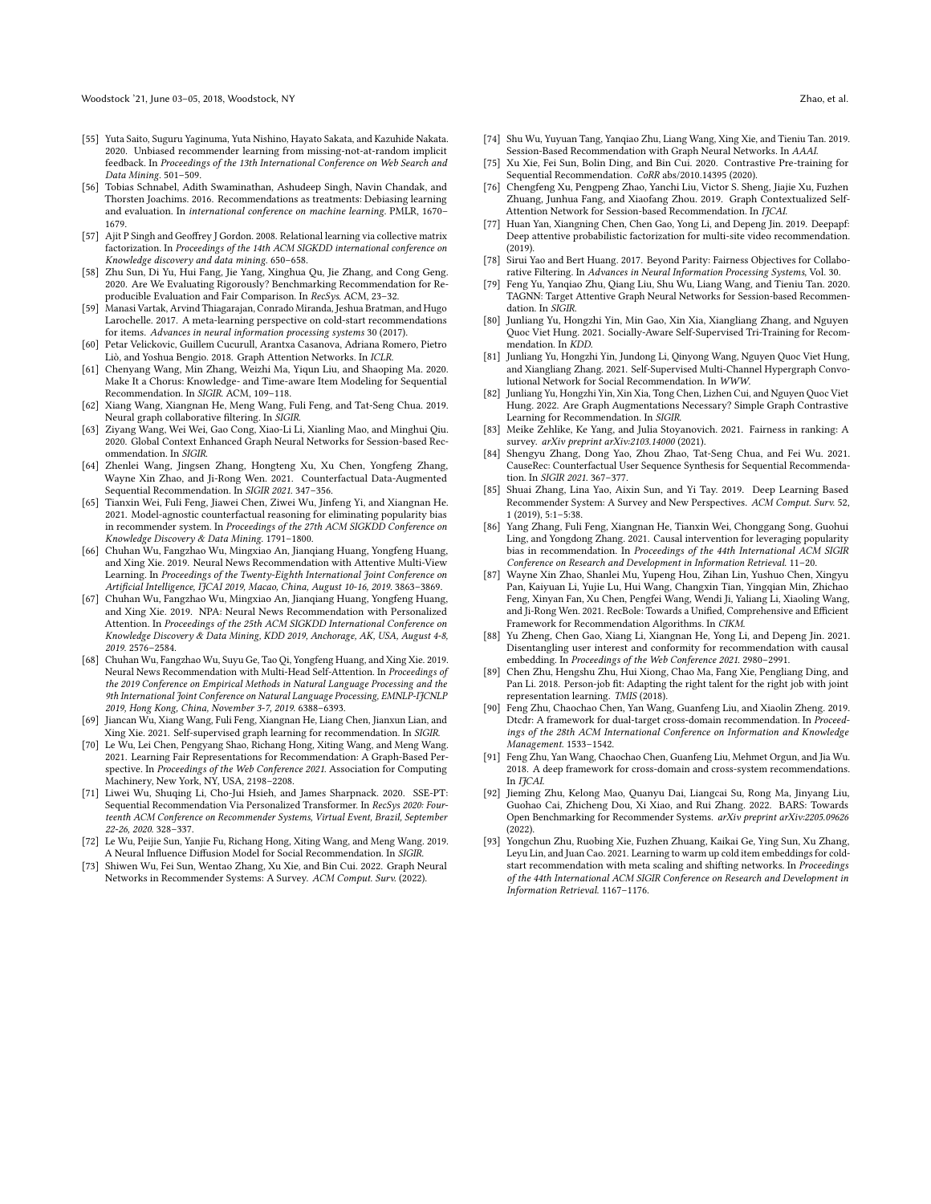[55] Yuta Saito, Suguru Yaginuma, Yuta Nishino, Hayato Sakata, and Kazuhide Nakata. 2020. Unbiased recommender learning from missing-not-at-random implicit feedback. In *Proceedings of the 13th International Conference on Web Search and Data Mining*. 501–509.

[56] Tobias Schnabel, Adith Swaminathan, Ashudeep Singh, Navin Chandak, and Thorsten Joachims. 2016. Recommendations as treatments: Debiasing learning and evaluation. In *international conference on machine learning*. PMLR, 1670–1679.

[57] Ajit P Singh and Geoffrey J Gordon. 2008. Relational learning via collective matrix factorization. In *Proceedings of the 14th ACM SIGKDD international conference on Knowledge discovery and data mining*. 650–658.

[58] Zhu Sun, Di Yu, Hui Fang, Jie Yang, Xinghua Qu, Jie Zhang, and Cong Geng. 2020. Are We Evaluating Rigorously? Benchmarking Recommendation for Reproducible Evaluation and Fair Comparison. In *RecSys*. ACM, 23–32.

[59] Manasi Vartak, Arvind Thiagarajan, Conrado Miranda, Jeshua Bratman, and Hugo Larochelle. 2017. A meta-learning perspective on cold-start recommendations for items. *Advances in neural information processing systems* 30 (2017).

[60] Petar Velickovic, Guillem Cucurull, Arantxa Casanova, Adriana Romero, Pietro Liò, and Yoshua Bengio. 2018. Graph Attention Networks. In *ICLR*.

[61] Chenyang Wang, Min Zhang, Weizhi Ma, Yiqun Liu, and Shaoping Ma. 2020. Make It a Chorus: Knowledge- and Time-aware Item Modeling for Sequential Recommendation. In *SIGIR*. ACM, 109–118.

[62] Xiang Wang, Xiangnan He, Meng Wang, Fuli Feng, and Tat-Seng Chua. 2019. Neural graph collaborative filtering. In *SIGIR*.

[63] Ziyang Wang, Wei Wei, Gao Cong, Xiao-Li Li, Xianling Mao, and Minghui Qiu. 2020. Global Context Enhanced Graph Neural Networks for Session-based Recommendation. In *SIGIR*.

[64] Zhenlei Wang, Jingsen Zhang, Hongteng Xu, Xu Chen, Yongfeng Zhang, Wayne Xin Zhao, and Ji-Rong Wen. 2021. Counterfactual Data-Augmented Sequential Recommendation. In *SIGIR 2021*. 347–356.

[65] Tianxin Wei, Fuli Feng, Jiawei Chen, Ziwei Wu, Jinfeng Yi, and Xiangnan He. 2021. Model-agnostic counterfactual reasoning for eliminating popularity bias in recommender system. In *Proceedings of the 27th ACM SIGKDD Conference on Knowledge Discovery & Data Mining*. 1791–1800.

[66] Chuhan Wu, Fangzhao Wu, Mingxiao An, Jianqiang Huang, Yongfeng Huang, and Xing Xie. 2019. Neural News Recommendation with Attentive Multi-View Learning. In *Proceedings of the Twenty-Eighth International Joint Conference on Artificial Intelligence, IJCAI 2019, Macao, China, August 10-16, 2019*. 3863–3869.

[67] Chuhan Wu, Fangzhao Wu, Mingxiao An, Jianqiang Huang, Yongfeng Huang, and Xing Xie. 2019. NPA: Neural News Recommendation with Personalized Attention. In *Proceedings of the 25th ACM SIGKDD International Conference on Knowledge Discovery & Data Mining, KDD 2019, Anchorage, AK, USA, August 4-8, 2019*. 2576–2584.

[68] Chuhan Wu, Fangzhao Wu, Suyu Ge, Tao Qi, Yongfeng Huang, and Xing Xie. 2019. Neural News Recommendation with Multi-Head Self-Attention. In *Proceedings of the 2019 Conference on Empirical Methods in Natural Language Processing and the 9th International Joint Conference on Natural Language Processing, EMNLP-IJCNLP 2019, Hong Kong, China, November 3-7, 2019*. 6388–6393.

[69] Jiancan Wu, Xiang Wang, Fuli Feng, Xiangnan He, Liang Chen, Jianxun Lian, and Xing Xie. 2021. Self-supervised graph learning for recommendation. In *SIGIR*.

[70] Le Wu, Lei Chen, Pengyang Shao, Richang Hong, Xiting Wang, and Meng Wang. 2021. Learning Fair Representations for Recommendation: A Graph-Based Perspective. In *Proceedings of the Web Conference 2021*. Association for Computing Machinery, New York, NY, USA, 2198–2208.

[71] Liwei Wu, Shuqing Li, Cho-Jui Hsieh, and James Sharpnack. 2020. SSE-PT: Sequential Recommendation Via Personalized Transformer. In *RecSys 2020: Fourteenth ACM Conference on Recommender Systems, Virtual Event, Brazil, September 22-26, 2020*. 328–337.

[72] Le Wu, Peijie Sun, Yanjie Fu, Richang Hong, Xiting Wang, and Meng Wang. 2019. A Neural Influence Diffusion Model for Social Recommendation. In *SIGIR*.

[73] Shiwen Wu, Fei Sun, Wentao Zhang, Xu Xie, and Bin Cui. 2022. Graph Neural Networks in Recommender Systems: A Survey. *ACM Comput. Surv.* (2022).

[74] Shu Wu, Yuyuan Tang, Yanqiao Zhu, Liang Wang, Xing Xie, and Tieniu Tan. 2019. Session-Based Recommendation with Graph Neural Networks. In *AAAI*.

[75] Xu Xie, Fei Sun, Bolin Ding, and Bin Cui. 2020. Contrastive Pre-training for Sequential Recommendation. *CoRR* abs/2010.14395 (2020).

[76] Chengfeng Xu, Pengpeng Zhao, Yanchi Liu, Victor S. Sheng, Jiajie Xu, Fuzhen Zhuang, Junhua Fang, and Xiaofang Zhou. 2019. Graph Contextualized Self-Attention Network for Session-based Recommendation. In *IJCAI*.

[77] Huan Yan, Xiangning Chen, Chen Gao, Yong Li, and Depeng Jin. 2019. Deepapf: Deep attentive probabilistic factorization for multi-site video recommendation. (2019).

[78] Sirui Yao and Bert Huang. 2017. Beyond Parity: Fairness Objectives for Collaborative Filtering. In *Advances in Neural Information Processing Systems*, Vol. 30.

[79] Feng Yu, Yanqiao Zhu, Qiang Liu, Shu Wu, Liang Wang, and Tieniu Tan. 2020. TAGNN: Target Attentive Graph Neural Networks for Session-based Recommendation. In *SIGIR*.

[80] Junliang Yu, Hongzhi Yin, Min Gao, Xin Xia, Xiangliang Zhang, and Nguyen Quoc Viet Hung. 2021. Socially-Aware Self-Supervised Tri-Training for Recommendation. In *KDD*.

[81] Junliang Yu, Hongzhi Yin, Jundong Li, Qinyong Wang, Nguyen Quoc Viet Hung, and Xiangliang Zhang. 2021. Self-Supervised Multi-Channel Hypergraph Convolutional Network for Social Recommendation. In *WWW*.

[82] Junliang Yu, Hongzhi Yin, Xin Xia, Tong Chen, Lizhen Cui, and Nguyen Quoc Viet Hung. 2022. Are Graph Augmentations Necessary? Simple Graph Contrastive Learning for Recommendation. In *SIGIR*.

[83] Meike Zehlike, Ke Yang, and Julia Stoyanovich. 2021. Fairness in ranking: A survey. *arXiv preprint arXiv:2103.14000* (2021).

[84] Shengyu Zhang, Dong Yao, Zhou Zhao, Tat-Seng Chua, and Fei Wu. 2021. CauseRec: Counterfactual User Sequence Synthesis for Sequential Recommendation. In *SIGIR 2021*. 367–377.

[85] Shuai Zhang, Lina Yao, Aixin Sun, and Yi Tay. 2019. Deep Learning Based Recommender System: A Survey and New Perspectives. *ACM Comput. Surv.* 52, 1 (2019), 5:1–5:38.

[86] Yang Zhang, Fuli Feng, Xiangnan He, Tianxin Wei, Chonggang Song, Guohui Ling, and Yongdong Zhang. 2021. Causal intervention for leveraging popularity bias in recommendation. In *Proceedings of the 44th International ACM SIGIR Conference on Research and Development in Information Retrieval*. 11–20.

[87] Wayne Xin Zhao, Shanlei Mu, Yupeng Hou, Zihan Lin, Yushuo Chen, Xingyu Pan, Kaiyuan Li, Yujie Lu, Hui Wang, Changxin Tian, Yingqian Min, Zhichao Feng, Xinyan Fan, Xu Chen, Pengfei Wang, Wendi Ji, Yaliang Li, Xiaoling Wang, and Ji-Rong Wen. 2021. RecBole: Towards a Unified, Comprehensive and Efficient Framework for Recommendation Algorithms. In *CIKM*.

[88] Yu Zheng, Chen Gao, Xiang Li, Xiangnan He, Yong Li, and Depeng Jin. 2021. Disentangling user interest and conformity for recommendation with causal embedding. In *Proceedings of the Web Conference 2021*. 2980–2991.

[89] Chen Zhu, Hengshu Zhu, Hui Xiong, Chao Ma, Fang Xie, Pengliang Ding, and Pan Li. 2018. Person-job fit: Adapting the right talent for the right job with joint representation learning. *TMIS* (2018).

[90] Feng Zhu, Chaochao Chen, Yan Wang, Guanfeng Liu, and Xiaolin Zheng. 2019. Dtcdr: A framework for dual-target cross-domain recommendation. In *Proceedings of the 28th ACM International Conference on Information and Knowledge Management*. 1533–1542.

[91] Feng Zhu, Yan Wang, Chaochao Chen, Guanfeng Liu, Mehmet Orgun, and Jia Wu. 2018. A deep framework for cross-domain and cross-system recommendations. In *IJCAI*.

[92] Jieming Zhu, Kelong Mao, Quanyu Dai, Liangcai Su, Rong Ma, Jinyang Liu, Guohao Cai, Zhicheng Dou, Xi Xiao, and Rui Zhang. 2022. BARS: Towards Open Benchmarking for Recommender Systems. *arXiv preprint arXiv:2205.09626* (2022).

[93] Yongchun Zhu, Ruobing Xie, Fuzhen Zhuang, Kaikai Ge, Ying Sun, Xu Zhang, Leyu Lin, and Juan Cao. 2021. Learning to warm up cold item embeddings for cold-start recommendation with meta scaling and shifting networks. In *Proceedings of the 44th International ACM SIGIR Conference on Research and Development in Information Retrieval*. 1167–1176.